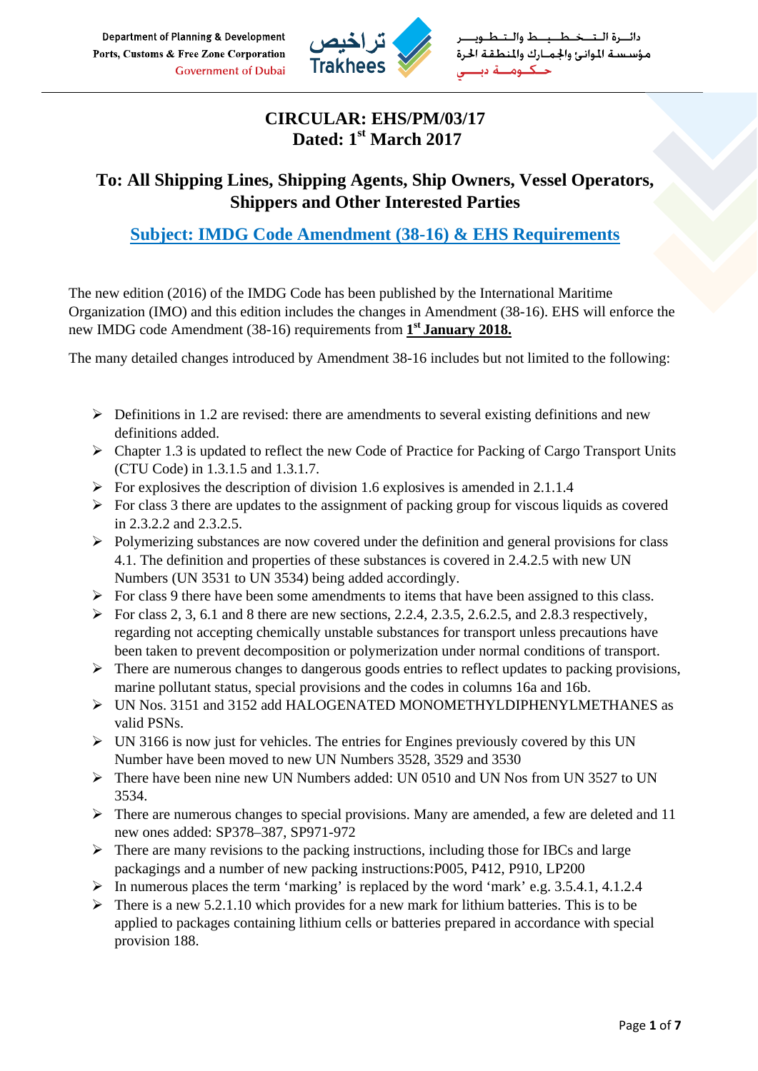Department of Planning & Development
Ports, Customs & Free Zone Corporation
Government of Dubai

دائرة التخطيط والتطوير
مؤسسة الموانئ والجمارك والمنطقة الحرة
حكومة دبي

# CIRCULAR: EHS/PM/03/17
## Dated: 1st March 2017

## To: All Shipping Lines, Shipping Agents, Ship Owners, Vessel Operators, Shippers and Other Interested Parties

### Subject: IMDG Code Amendment (38-16) & EHS Requirements

The new edition (2016) of the IMDG Code has been published by the International Maritime Organization (IMO) and this edition includes the changes in Amendment (38-16). EHS will enforce the new IMDG code Amendment (38-16) requirements from **1st January 2018.**

The many detailed changes introduced by Amendment 38-16 includes but not limited to the following:

- Definitions in 1.2 are revised: there are amendments to several existing definitions and new definitions added.
- Chapter 1.3 is updated to reflect the new Code of Practice for Packing of Cargo Transport Units (CTU Code) in 1.3.1.5 and 1.3.1.7.
- For explosives the description of division 1.6 explosives is amended in 2.1.1.4
- For class 3 there are updates to the assignment of packing group for viscous liquids as covered in 2.3.2.2 and 2.3.2.5.
- Polymerizing substances are now covered under the definition and general provisions for class 4.1. The definition and properties of these substances is covered in 2.4.2.5 with new UN Numbers (UN 3531 to UN 3534) being added accordingly.
- For class 9 there have been some amendments to items that have been assigned to this class.
- For class 2, 3, 6.1 and 8 there are new sections, 2.2.4, 2.3.5, 2.6.2.5, and 2.8.3 respectively, regarding not accepting chemically unstable substances for transport unless precautions have been taken to prevent decomposition or polymerization under normal conditions of transport.
- There are numerous changes to dangerous goods entries to reflect updates to packing provisions, marine pollutant status, special provisions and the codes in columns 16a and 16b.
- UN Nos. 3151 and 3152 add HALOGENATED MONOMETHYLDIPHENYLMETHANES as valid PSNs.
- UN 3166 is now just for vehicles. The entries for Engines previously covered by this UN Number have been moved to new UN Numbers 3528, 3529 and 3530
- There have been nine new UN Numbers added: UN 0510 and UN Nos from UN 3527 to UN 3534.
- There are numerous changes to special provisions. Many are amended, a few are deleted and 11 new ones added: SP378–387, SP971-972
- There are many revisions to the packing instructions, including those for IBCs and large packagings and a number of new packing instructions:P005, P412, P910, LP200
- In numerous places the term 'marking' is replaced by the word 'mark' e.g. 3.5.4.1, 4.1.2.4
- There is a new 5.2.1.10 which provides for a new mark for lithium batteries. This is to be applied to packages containing lithium cells or batteries prepared in accordance with special provision 188.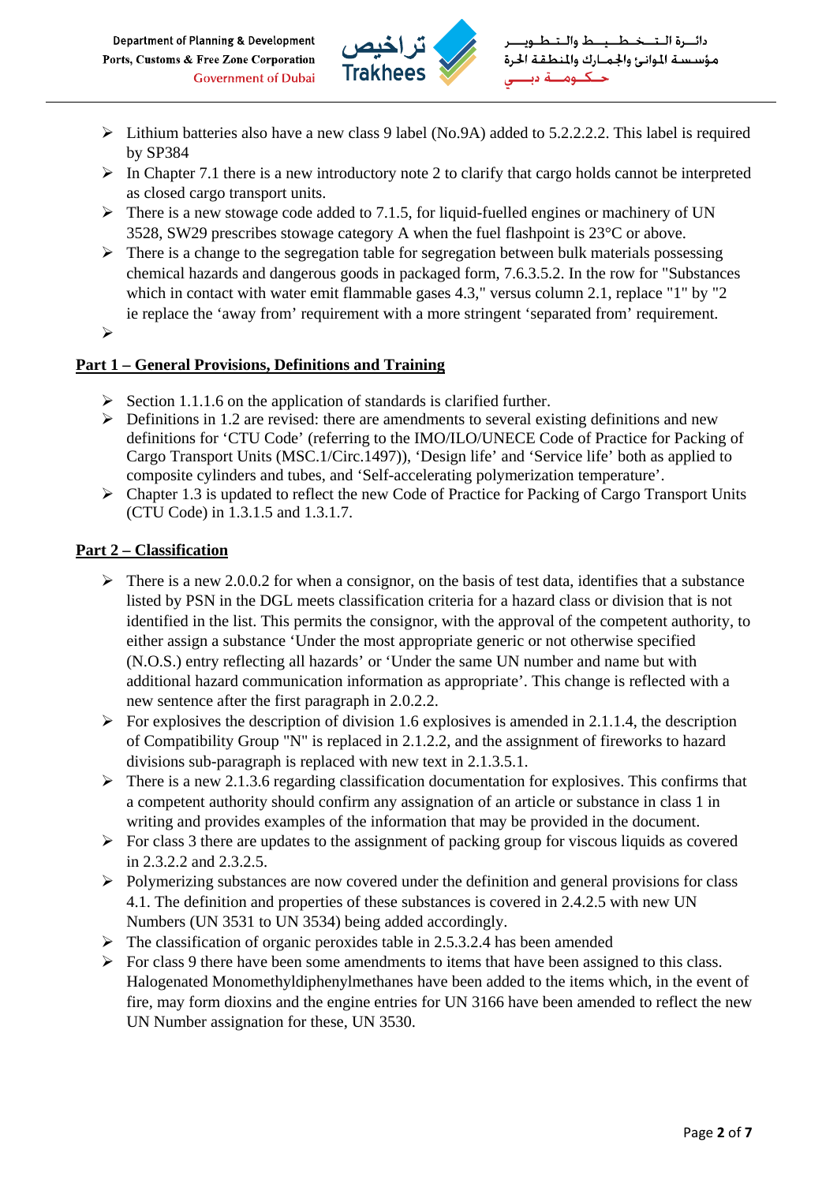- Lithium batteries also have a new class 9 label (No.9A) added to 5.2.2.2.2. This label is required by SP384
- In Chapter 7.1 there is a new introductory note 2 to clarify that cargo holds cannot be interpreted as closed cargo transport units.
- There is a new stowage code added to 7.1.5, for liquid-fuelled engines or machinery of UN 3528, SW29 prescribes stowage category A when the fuel flashpoint is 23°C or above.
- There is a change to the segregation table for segregation between bulk materials possessing chemical hazards and dangerous goods in packaged form, 7.6.3.5.2. In the row for "Substances which in contact with water emit flammable gases 4.3," versus column 2.1, replace "1" by "2 ie replace the 'away from' requirement with a more stringent 'separated from' requirement.
-

## Part 1 – General Provisions, Definitions and Training

- Section 1.1.1.6 on the application of standards is clarified further.
- Definitions in 1.2 are revised: there are amendments to several existing definitions and new definitions for 'CTU Code' (referring to the IMO/ILO/UNECE Code of Practice for Packing of Cargo Transport Units (MSC.1/Circ.1497)), 'Design life' and 'Service life' both as applied to composite cylinders and tubes, and 'Self-accelerating polymerization temperature'.
- Chapter 1.3 is updated to reflect the new Code of Practice for Packing of Cargo Transport Units (CTU Code) in 1.3.1.5 and 1.3.1.7.

## Part 2 – Classification

- There is a new 2.0.0.2 for when a consignor, on the basis of test data, identifies that a substance listed by PSN in the DGL meets classification criteria for a hazard class or division that is not identified in the list. This permits the consignor, with the approval of the competent authority, to either assign a substance 'Under the most appropriate generic or not otherwise specified (N.O.S.) entry reflecting all hazards' or 'Under the same UN number and name but with additional hazard communication information as appropriate'. This change is reflected with a new sentence after the first paragraph in 2.0.2.2.
- For explosives the description of division 1.6 explosives is amended in 2.1.1.4, the description of Compatibility Group "N" is replaced in 2.1.2.2, and the assignment of fireworks to hazard divisions sub-paragraph is replaced with new text in 2.1.3.5.1.
- There is a new 2.1.3.6 regarding classification documentation for explosives. This confirms that a competent authority should confirm any assignation of an article or substance in class 1 in writing and provides examples of the information that may be provided in the document.
- For class 3 there are updates to the assignment of packing group for viscous liquids as covered in 2.3.2.2 and 2.3.2.5.
- Polymerizing substances are now covered under the definition and general provisions for class 4.1. The definition and properties of these substances is covered in 2.4.2.5 with new UN Numbers (UN 3531 to UN 3534) being added accordingly.
- The classification of organic peroxides table in 2.5.3.2.4 has been amended
- For class 9 there have been some amendments to items that have been assigned to this class. Halogenated Monomethyldiphenylmethanes have been added to the items which, in the event of fire, may form dioxins and the engine entries for UN 3166 have been amended to reflect the new UN Number assignation for these, UN 3530.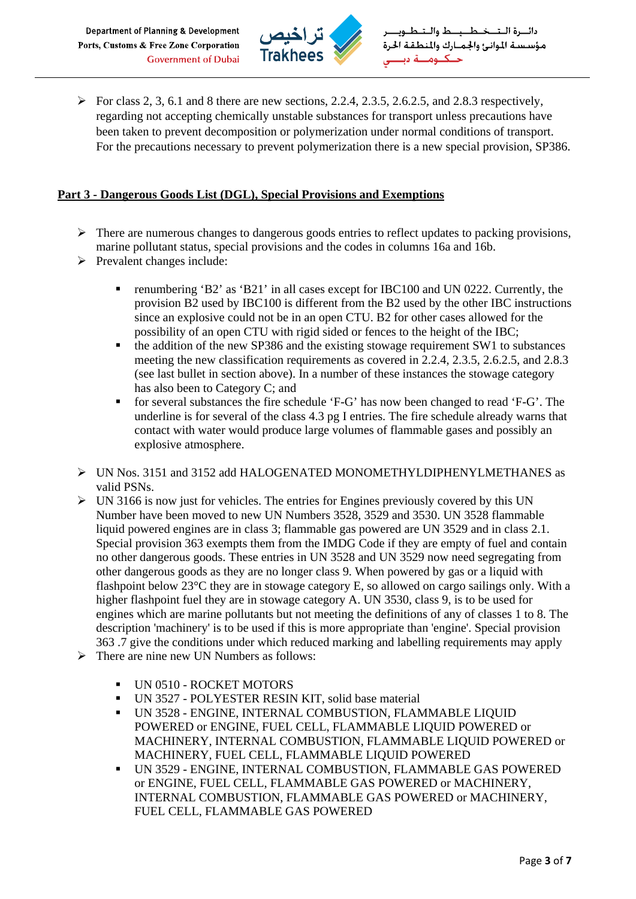- For class 2, 3, 6.1 and 8 there are new sections, 2.2.4, 2.3.5, 2.6.2.5, and 2.8.3 respectively, regarding not accepting chemically unstable substances for transport unless precautions have been taken to prevent decomposition or polymerization under normal conditions of transport. For the precautions necessary to prevent polymerization there is a new special provision, SP386.

## Part 3 - Dangerous Goods List (DGL), Special Provisions and Exemptions

- There are numerous changes to dangerous goods entries to reflect updates to packing provisions, marine pollutant status, special provisions and the codes in columns 16a and 16b.
- Prevalent changes include:
  - renumbering 'B2' as 'B21' in all cases except for IBC100 and UN 0222. Currently, the provision B2 used by IBC100 is different from the B2 used by the other IBC instructions since an explosive could not be in an open CTU. B2 for other cases allowed for the possibility of an open CTU with rigid sided or fences to the height of the IBC;
  - the addition of the new SP386 and the existing stowage requirement SW1 to substances meeting the new classification requirements as covered in 2.2.4, 2.3.5, 2.6.2.5, and 2.8.3 (see last bullet in section above). In a number of these instances the stowage category has also been to Category C; and
  - for several substances the fire schedule 'F-G' has now been changed to read 'F-G'. The underline is for several of the class 4.3 pg I entries. The fire schedule already warns that contact with water would produce large volumes of flammable gases and possibly an explosive atmosphere.
- UN Nos. 3151 and 3152 add HALOGENATED MONOMETHYLDIPHENYLMETHANES as valid PSNs.
- UN 3166 is now just for vehicles. The entries for Engines previously covered by this UN Number have been moved to new UN Numbers 3528, 3529 and 3530. UN 3528 flammable liquid powered engines are in class 3; flammable gas powered are UN 3529 and in class 2.1. Special provision 363 exempts them from the IMDG Code if they are empty of fuel and contain no other dangerous goods. These entries in UN 3528 and UN 3529 now need segregating from other dangerous goods as they are no longer class 9. When powered by gas or a liquid with flashpoint below 23°C they are in stowage category E, so allowed on cargo sailings only. With a higher flashpoint fuel they are in stowage category A. UN 3530, class 9, is to be used for engines which are marine pollutants but not meeting the definitions of any of classes 1 to 8. The description 'machinery' is to be used if this is more appropriate than 'engine'. Special provision 363 .7 give the conditions under which reduced marking and labelling requirements may apply
- There are nine new UN Numbers as follows:
  - UN 0510 - ROCKET MOTORS
  - UN 3527 - POLYESTER RESIN KIT, solid base material
  - UN 3528 - ENGINE, INTERNAL COMBUSTION, FLAMMABLE LIQUID POWERED or ENGINE, FUEL CELL, FLAMMABLE LIQUID POWERED or MACHINERY, INTERNAL COMBUSTION, FLAMMABLE LIQUID POWERED or MACHINERY, FUEL CELL, FLAMMABLE LIQUID POWERED
  - UN 3529 - ENGINE, INTERNAL COMBUSTION, FLAMMABLE GAS POWERED or ENGINE, FUEL CELL, FLAMMABLE GAS POWERED or MACHINERY, INTERNAL COMBUSTION, FLAMMABLE GAS POWERED or MACHINERY, FUEL CELL, FLAMMABLE GAS POWERED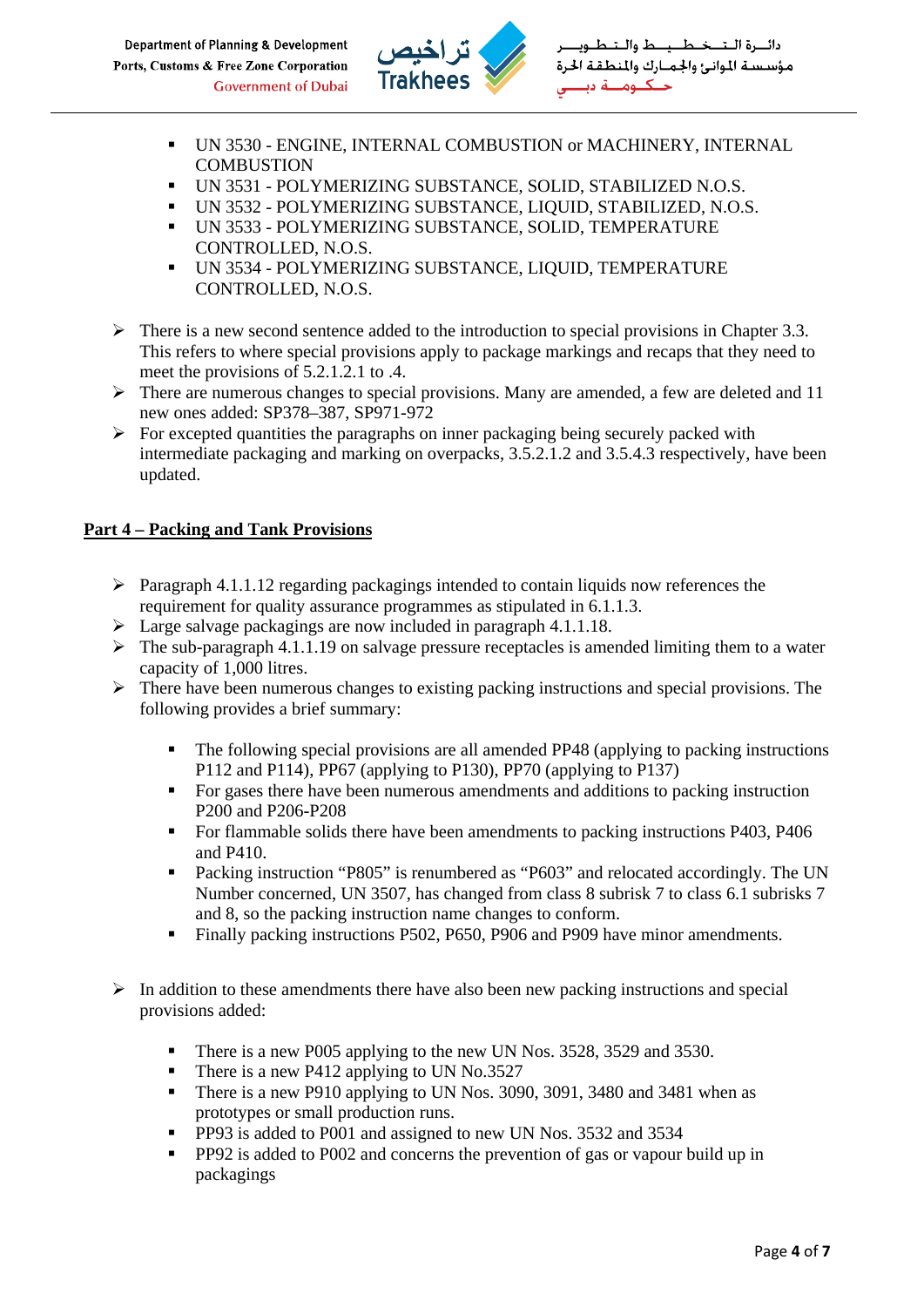- UN 3530 - ENGINE, INTERNAL COMBUSTION or MACHINERY, INTERNAL COMBUSTION
  - UN 3531 - POLYMERIZING SUBSTANCE, SOLID, STABILIZED N.O.S.
  - UN 3532 - POLYMERIZING SUBSTANCE, LIQUID, STABILIZED, N.O.S.
  - UN 3533 - POLYMERIZING SUBSTANCE, SOLID, TEMPERATURE CONTROLLED, N.O.S.
  - UN 3534 - POLYMERIZING SUBSTANCE, LIQUID, TEMPERATURE CONTROLLED, N.O.S.

- There is a new second sentence added to the introduction to special provisions in Chapter 3.3. This refers to where special provisions apply to package markings and recaps that they need to meet the provisions of 5.2.1.2.1 to .4.
- There are numerous changes to special provisions. Many are amended, a few are deleted and 11 new ones added: SP378–387, SP971-972
- For excepted quantities the paragraphs on inner packaging being securely packed with intermediate packaging and marking on overpacks, 3.5.2.1.2 and 3.5.4.3 respectively, have been updated.

**Part 4 – Packing and Tank Provisions**

- Paragraph 4.1.1.12 regarding packagings intended to contain liquids now references the requirement for quality assurance programmes as stipulated in 6.1.1.3.
- Large salvage packagings are now included in paragraph 4.1.1.18.
- The sub-paragraph 4.1.1.19 on salvage pressure receptacles is amended limiting them to a water capacity of 1,000 litres.
- There have been numerous changes to existing packing instructions and special provisions. The following provides a brief summary:
  - The following special provisions are all amended PP48 (applying to packing instructions P112 and P114), PP67 (applying to P130), PP70 (applying to P137)
  - For gases there have been numerous amendments and additions to packing instruction P200 and P206-P208
  - For flammable solids there have been amendments to packing instructions P403, P406 and P410.
  - Packing instruction "P805" is renumbered as "P603" and relocated accordingly. The UN Number concerned, UN 3507, has changed from class 8 subrisk 7 to class 6.1 subrisks 7 and 8, so the packing instruction name changes to conform.
  - Finally packing instructions P502, P650, P906 and P909 have minor amendments.

- In addition to these amendments there have also been new packing instructions and special provisions added:
  - There is a new P005 applying to the new UN Nos. 3528, 3529 and 3530.
  - There is a new P412 applying to UN No.3527
  - There is a new P910 applying to UN Nos. 3090, 3091, 3480 and 3481 when as prototypes or small production runs.
  - PP93 is added to P001 and assigned to new UN Nos. 3532 and 3534
  - PP92 is added to P002 and concerns the prevention of gas or vapour build up in packagings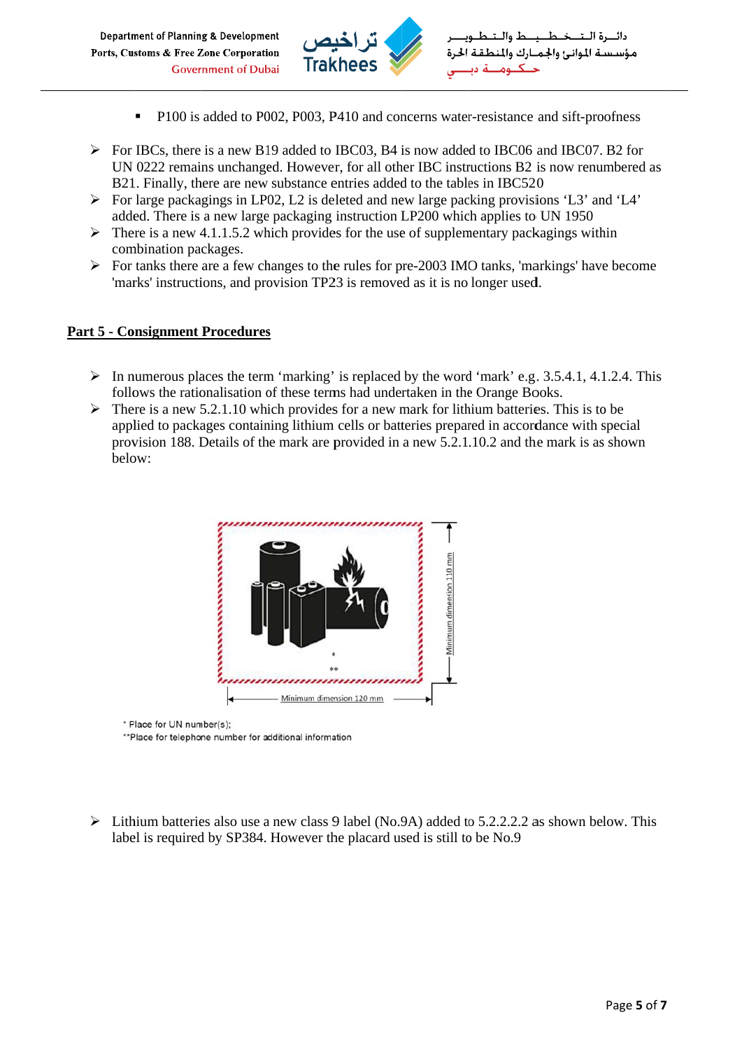- P100 is added to P002, P003, P410 and concerns water-resistance and sift-proofness

- For IBCs, there is a new B19 added to IBC03, B4 is now added to IBC06 and IBC07. B2 for UN 0222 remains unchanged. However, for all other IBC instructions B2 is now renumbered as B21. Finally, there are new substance entries added to the tables in IBC520
- For large packagings in LP02, L2 is deleted and new large packing provisions 'L3' and 'L4' added. There is a new large packaging instruction LP200 which applies to UN 1950
- There is a new 4.1.1.5.2 which provides for the use of supplementary packagings within combination packages.
- For tanks there are a few changes to the rules for pre-2003 IMO tanks, 'markings' have become 'marks' instructions, and provision TP23 is removed as it is no longer used.

## Part 5 - Consignment Procedures

- In numerous places the term 'marking' is replaced by the word 'mark' e.g. 3.5.4.1, 4.1.2.4. This follows the rationalisation of these terms had undertaken in the Orange Books.
- There is a new 5.2.1.10 which provides for a new mark for lithium batteries. This is to be applied to packages containing lithium cells or batteries prepared in accordance with special provision 188. Details of the mark are provided in a new 5.2.1.10.2 and the mark is as shown below:

Minimum dimension 110 mm

Minimum dimension 120 mm

\* Place for UN number(s);
\*\*Place for telephone number for additional information

- Lithium batteries also use a new class 9 label (No.9A) added to 5.2.2.2.2 as shown below. This label is required by SP384. However the placard used is still to be No.9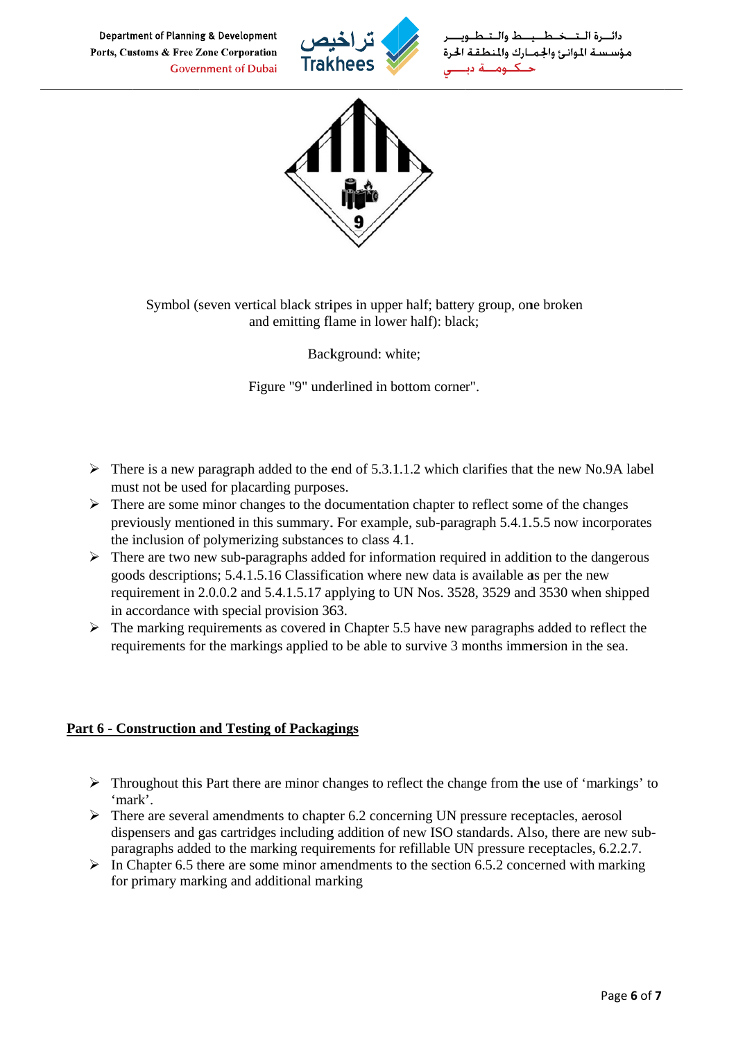Symbol (seven vertical black stripes in upper half; battery group, one broken and emitting flame in lower half): black;

Background: white;

Figure "9" underlined in bottom corner".

- There is a new paragraph added to the end of 5.3.1.1.2 which clarifies that the new No.9A label must not be used for placarding purposes.
- There are some minor changes to the documentation chapter to reflect some of the changes previously mentioned in this summary. For example, sub-paragraph 5.4.1.5.5 now incorporates the inclusion of polymerizing substances to class 4.1.
- There are two new sub-paragraphs added for information required in addition to the dangerous goods descriptions; 5.4.1.5.16 Classification where new data is available as per the new requirement in 2.0.0.2 and 5.4.1.5.17 applying to UN Nos. 3528, 3529 and 3530 when shipped in accordance with special provision 363.
- The marking requirements as covered in Chapter 5.5 have new paragraphs added to reflect the requirements for the markings applied to be able to survive 3 months immersion in the sea.

## Part 6 - Construction and Testing of Packagings

- Throughout this Part there are minor changes to reflect the change from the use of 'markings' to 'mark'.
- There are several amendments to chapter 6.2 concerning UN pressure receptacles, aerosol dispensers and gas cartridges including addition of new ISO standards. Also, there are new sub-paragraphs added to the marking requirements for refillable UN pressure receptacles, 6.2.2.7.
- In Chapter 6.5 there are some minor amendments to the section 6.5.2 concerned with marking for primary marking and additional marking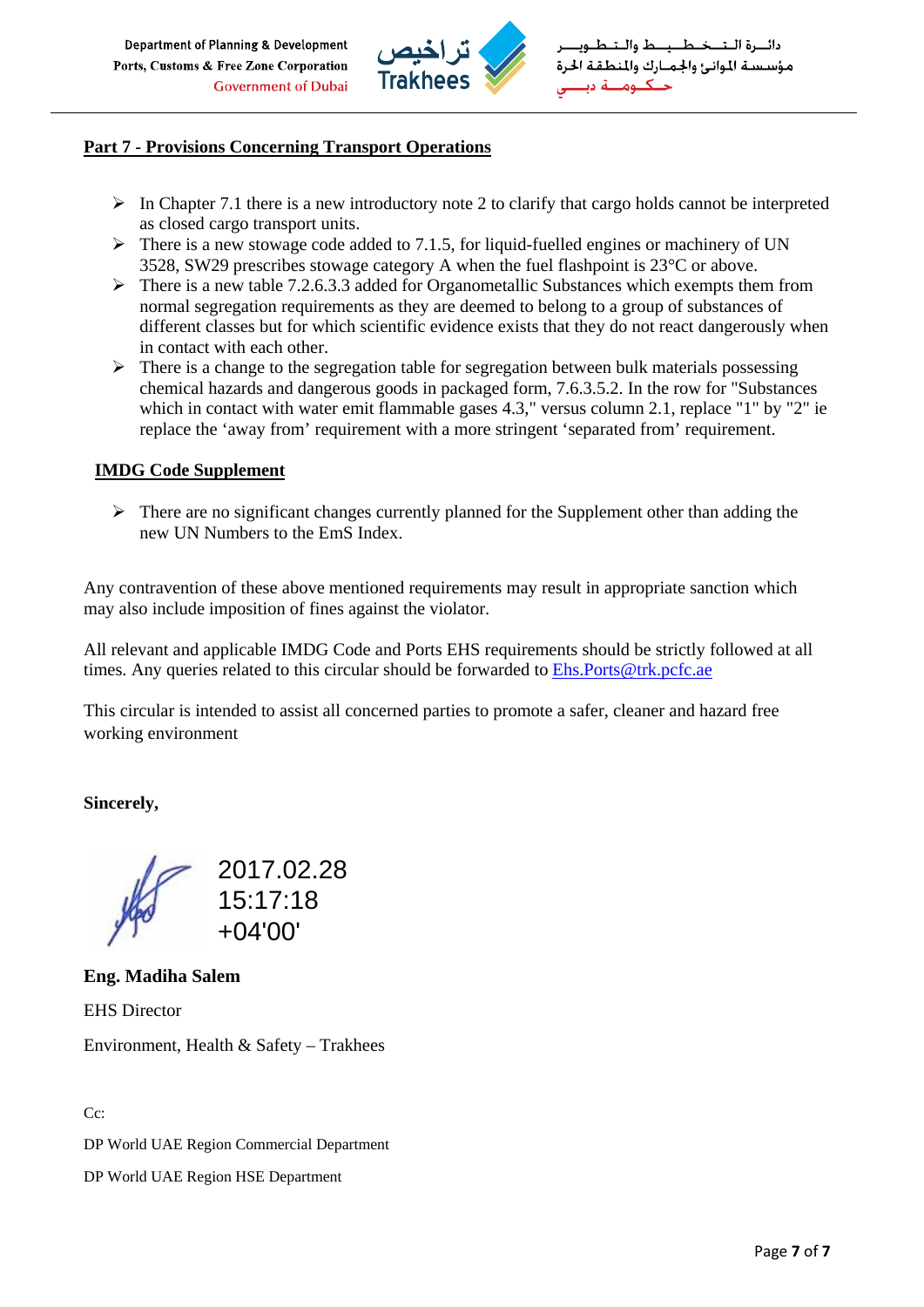## Part 7 - Provisions Concerning Transport Operations

- In Chapter 7.1 there is a new introductory note 2 to clarify that cargo holds cannot be interpreted as closed cargo transport units.
- There is a new stowage code added to 7.1.5, for liquid-fuelled engines or machinery of UN 3528, SW29 prescribes stowage category A when the fuel flashpoint is 23°C or above.
- There is a new table 7.2.6.3.3 added for Organometallic Substances which exempts them from normal segregation requirements as they are deemed to belong to a group of substances of different classes but for which scientific evidence exists that they do not react dangerously when in contact with each other.
- There is a change to the segregation table for segregation between bulk materials possessing chemical hazards and dangerous goods in packaged form, 7.6.3.5.2. In the row for "Substances which in contact with water emit flammable gases 4.3," versus column 2.1, replace "1" by "2" ie replace the 'away from' requirement with a more stringent 'separated from' requirement.

## IMDG Code Supplement

- There are no significant changes currently planned for the Supplement other than adding the new UN Numbers to the EmS Index.

Any contravention of these above mentioned requirements may result in appropriate sanction which may also include imposition of fines against the violator.

All relevant and applicable IMDG Code and Ports EHS requirements should be strictly followed at all times. Any queries related to this circular should be forwarded to Ehs.Ports@trk.pcfc.ae

This circular is intended to assist all concerned parties to promote a safer, cleaner and hazard free working environment

**Sincerely,**

2017.02.28
15:17:18
+04'00'

**Eng. Madiha Salem**

EHS Director

Environment, Health & Safety – Trakhees

Cc:

DP World UAE Region Commercial Department

DP World UAE Region HSE Department